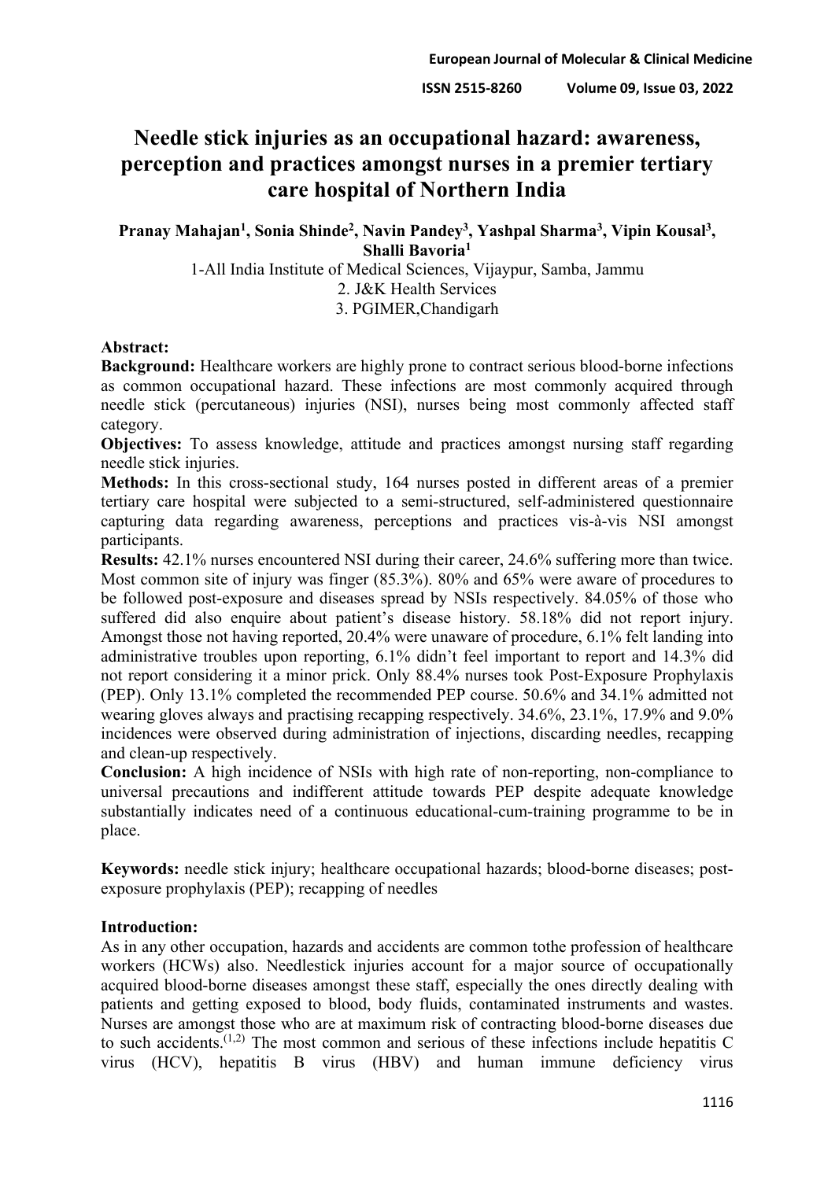# Needle stick injuries as an occupational hazard: awareness, perception and practices amongst nurses in a premier tertiary care hospital of Northern India

**Pranay Mahajan[1], Sonia Shinde[2], Navin Pandey[3], Yashpal Sharma[3], Vipin Kousal[3], Shalli Bavoria[1]**

1-All India Institute of Medical Sciences, Vijaypur, Samba, Jammu
2. J&K Health Services
3. PGIMER,Chandigarh

**Abstract:**

**Background:** Healthcare workers are highly prone to contract serious blood-borne infections as common occupational hazard. These infections are most commonly acquired through needle stick (percutaneous) injuries (NSI), nurses being most commonly affected staff category.

**Objectives:** To assess knowledge, attitude and practices amongst nursing staff regarding needle stick injuries.

**Methods:** In this cross-sectional study, 164 nurses posted in different areas of a premier tertiary care hospital were subjected to a semi-structured, self-administered questionnaire capturing data regarding awareness, perceptions and practices vis-à-vis NSI amongst participants.

**Results:** 42.1% nurses encountered NSI during their career, 24.6% suffering more than twice. Most common site of injury was finger (85.3%). 80% and 65% were aware of procedures to be followed post-exposure and diseases spread by NSIs respectively. 84.05% of those who suffered did also enquire about patient's disease history. 58.18% did not report injury. Amongst those not having reported, 20.4% were unaware of procedure, 6.1% felt landing into administrative troubles upon reporting, 6.1% didn't feel important to report and 14.3% did not report considering it a minor prick. Only 88.4% nurses took Post-Exposure Prophylaxis (PEP). Only 13.1% completed the recommended PEP course. 50.6% and 34.1% admitted not wearing gloves always and practising recapping respectively. 34.6%, 23.1%, 17.9% and 9.0% incidences were observed during administration of injections, discarding needles, recapping and clean-up respectively.

**Conclusion:** A high incidence of NSIs with high rate of non-reporting, non-compliance to universal precautions and indifferent attitude towards PEP despite adequate knowledge substantially indicates need of a continuous educational-cum-training programme to be in place.

**Keywords:** needle stick injury; healthcare occupational hazards; blood-borne diseases; post-exposure prophylaxis (PEP); recapping of needles

**Introduction:**

As in any other occupation, hazards and accidents are common tothe profession of healthcare workers (HCWs) also. Needlestick injuries account for a major source of occupationally acquired blood-borne diseases amongst these staff, especially the ones directly dealing with patients and getting exposed to blood, body fluids, contaminated instruments and wastes. Nurses are amongst those who are at maximum risk of contracting blood-borne diseases due to such accidents.[1,2] The most common and serious of these infections include hepatitis C virus (HCV), hepatitis B virus (HBV) and human immune deficiency virus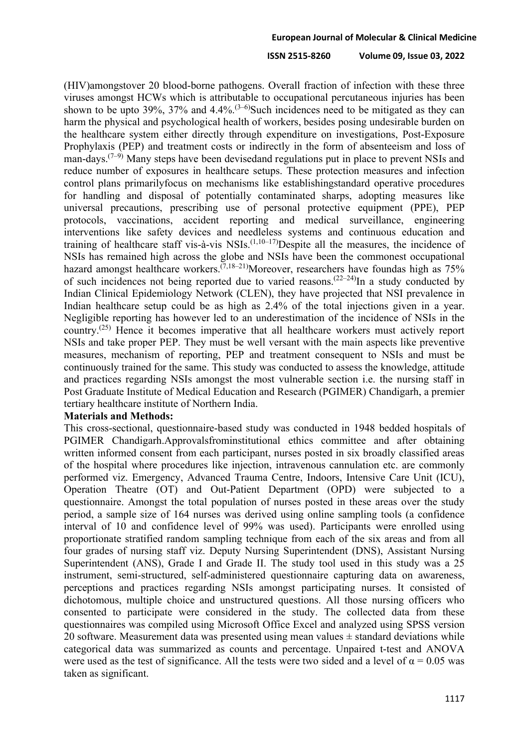(HIV)amongstover 20 blood-borne pathogens. Overall fraction of infection with these three viruses amongst HCWs which is attributable to occupational percutaneous injuries has been shown to be upto 39%, 37% and 4.4%.[3–6]Such incidences need to be mitigated as they can harm the physical and psychological health of workers, besides posing undesirable burden on the healthcare system either directly through expenditure on investigations, Post-Exposure Prophylaxis (PEP) and treatment costs or indirectly in the form of absenteeism and loss of man-days.[7–9] Many steps have been devisedand regulations put in place to prevent NSIs and reduce number of exposures in healthcare setups. These protection measures and infection control plans primarilyfocus on mechanisms like establishingstandard operative procedures for handling and disposal of potentially contaminated sharps, adopting measures like universal precautions, prescribing use of personal protective equipment (PPE), PEP protocols, vaccinations, accident reporting and medical surveillance, engineering interventions like safety devices and needleless systems and continuous education and training of healthcare staff vis-à-vis NSIs.[1,10–17]Despite all the measures, the incidence of NSIs has remained high across the globe and NSIs have been the commonest occupational hazard amongst healthcare workers.[7,18–21]Moreover, researchers have foundas high as 75% of such incidences not being reported due to varied reasons.[22–24]In a study conducted by Indian Clinical Epidemiology Network (CLEN), they have projected that NSI prevalence in Indian healthcare setup could be as high as 2.4% of the total injections given in a year. Negligible reporting has however led to an underestimation of the incidence of NSIs in the country.[25] Hence it becomes imperative that all healthcare workers must actively report NSIs and take proper PEP. They must be well versant with the main aspects like preventive measures, mechanism of reporting, PEP and treatment consequent to NSIs and must be continuously trained for the same. This study was conducted to assess the knowledge, attitude and practices regarding NSIs amongst the most vulnerable section i.e. the nursing staff in Post Graduate Institute of Medical Education and Research (PGIMER) Chandigarh, a premier tertiary healthcare institute of Northern India.

**Materials and Methods:**

This cross-sectional, questionnaire-based study was conducted in 1948 bedded hospitals of PGIMER Chandigarh.Approvalsfrominstitutional ethics committee and after obtaining written informed consent from each participant, nurses posted in six broadly classified areas of the hospital where procedures like injection, intravenous cannulation etc. are commonly performed viz. Emergency, Advanced Trauma Centre, Indoors, Intensive Care Unit (ICU), Operation Theatre (OT) and Out-Patient Department (OPD) were subjected to a questionnaire. Amongst the total population of nurses posted in these areas over the study period, a sample size of 164 nurses was derived using online sampling tools (a confidence interval of 10 and confidence level of 99% was used). Participants were enrolled using proportionate stratified random sampling technique from each of the six areas and from all four grades of nursing staff viz. Deputy Nursing Superintendent (DNS), Assistant Nursing Superintendent (ANS), Grade I and Grade II. The study tool used in this study was a 25 instrument, semi-structured, self-administered questionnaire capturing data on awareness, perceptions and practices regarding NSIs amongst participating nurses. It consisted of dichotomous, multiple choice and unstructured questions. All those nursing officers who consented to participate were considered in the study. The collected data from these questionnaires was compiled using Microsoft Office Excel and analyzed using SPSS version 20 software. Measurement data was presented using mean values ± standard deviations while categorical data was summarized as counts and percentage. Unpaired t-test and ANOVA were used as the test of significance. All the tests were two sided and a level of $\alpha = 0.05$ was taken as significant.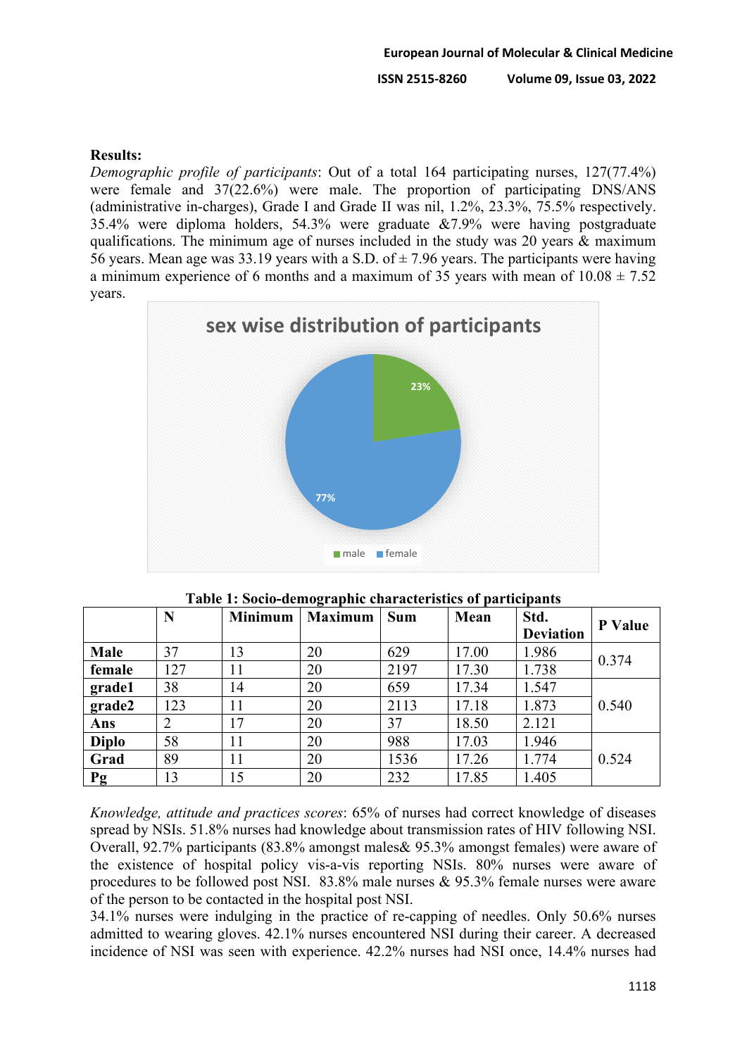**Results:**

*Demographic profile of participants*: Out of a total 164 participating nurses, 127(77.4%) were female and 37(22.6%) were male. The proportion of participating DNS/ANS (administrative in-charges), Grade I and Grade II was nil, 1.2%, 23.3%, 75.5% respectively. 35.4% were diploma holders, 54.3% were graduate &7.9% were having postgraduate qualifications. The minimum age of nurses included in the study was 20 years & maximum 56 years. Mean age was 33.19 years with a S.D. of ± 7.96 years. The participants were having a minimum experience of 6 months and a maximum of 35 years with mean of 10.08 ± 7.52 years.

**sex wise distribution of participants**

male 23%, female 77%

**Table 1: Socio-demographic characteristics of participants**

| | N | Minimum | Maximum | Sum | Mean | Std. Deviation | P Value |
|---|---|---|---|---|---|---|---|
| **Male** | 37 | 13 | 20 | 629 | 17.00 | 1.986 | 0.374 |
| **female** | 127 | 11 | 20 | 2197 | 17.30 | 1.738 | |
| **grade1** | 38 | 14 | 20 | 659 | 17.34 | 1.547 | 0.540 |
| **grade2** | 123 | 11 | 20 | 2113 | 17.18 | 1.873 | |
| **Ans** | 2 | 17 | 20 | 37 | 18.50 | 2.121 | |
| **Diplo** | 58 | 11 | 20 | 988 | 17.03 | 1.946 | 0.524 |
| **Grad** | 89 | 11 | 20 | 1536 | 17.26 | 1.774 | |
| **Pg** | 13 | 15 | 20 | 232 | 17.85 | 1.405 | |

*Knowledge, attitude and practices scores*: 65% of nurses had correct knowledge of diseases spread by NSIs. 51.8% nurses had knowledge about transmission rates of HIV following NSI. Overall, 92.7% participants (83.8% amongst males& 95.3% amongst females) were aware of the existence of hospital policy vis-a-vis reporting NSIs. 80% nurses were aware of procedures to be followed post NSI. 83.8% male nurses & 95.3% female nurses were aware of the person to be contacted in the hospital post NSI.

34.1% nurses were indulging in the practice of re-capping of needles. Only 50.6% nurses admitted to wearing gloves. 42.1% nurses encountered NSI during their career. A decreased incidence of NSI was seen with experience. 42.2% nurses had NSI once, 14.4% nurses had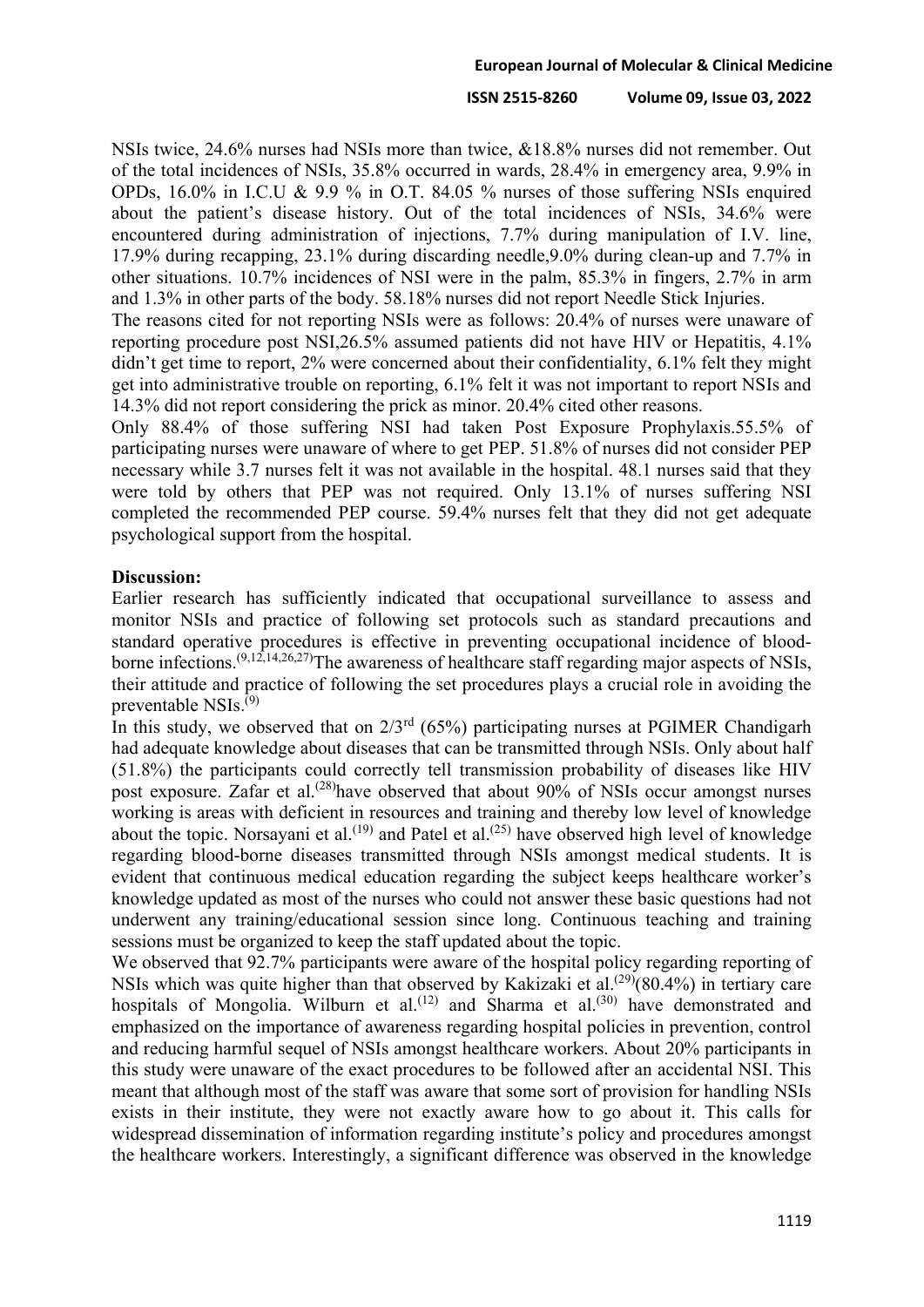NSIs twice, 24.6% nurses had NSIs more than twice, &18.8% nurses did not remember. Out of the total incidences of NSIs, 35.8% occurred in wards, 28.4% in emergency area, 9.9% in OPDs, 16.0% in I.C.U & 9.9 % in O.T. 84.05 % nurses of those suffering NSIs enquired about the patient's disease history. Out of the total incidences of NSIs, 34.6% were encountered during administration of injections, 7.7% during manipulation of I.V. line, 17.9% during recapping, 23.1% during discarding needle,9.0% during clean-up and 7.7% in other situations. 10.7% incidences of NSI were in the palm, 85.3% in fingers, 2.7% in arm and 1.3% in other parts of the body. 58.18% nurses did not report Needle Stick Injuries.

The reasons cited for not reporting NSIs were as follows: 20.4% of nurses were unaware of reporting procedure post NSI,26.5% assumed patients did not have HIV or Hepatitis, 4.1% didn't get time to report, 2% were concerned about their confidentiality, 6.1% felt they might get into administrative trouble on reporting, 6.1% felt it was not important to report NSIs and 14.3% did not report considering the prick as minor. 20.4% cited other reasons.

Only 88.4% of those suffering NSI had taken Post Exposure Prophylaxis.55.5% of participating nurses were unaware of where to get PEP. 51.8% of nurses did not consider PEP necessary while 3.7 nurses felt it was not available in the hospital. 48.1 nurses said that they were told by others that PEP was not required. Only 13.1% of nurses suffering NSI completed the recommended PEP course. 59.4% nurses felt that they did not get adequate psychological support from the hospital.

**Discussion:**

Earlier research has sufficiently indicated that occupational surveillance to assess and monitor NSIs and practice of following set protocols such as standard precautions and standard operative procedures is effective in preventing occupational incidence of blood-borne infections.[9,12,14,26,27]The awareness of healthcare staff regarding major aspects of NSIs, their attitude and practice of following the set procedures plays a crucial role in avoiding the preventable NSIs.[9]

In this study, we observed that on 2/3rd (65%) participating nurses at PGIMER Chandigarh had adequate knowledge about diseases that can be transmitted through NSIs. Only about half (51.8%) the participants could correctly tell transmission probability of diseases like HIV post exposure. Zafar et al.[28]have observed that about 90% of NSIs occur amongst nurses working is areas with deficient in resources and training and thereby low level of knowledge about the topic. Norsayani et al.[19] and Patel et al.[25] have observed high level of knowledge regarding blood-borne diseases transmitted through NSIs amongst medical students. It is evident that continuous medical education regarding the subject keeps healthcare worker's knowledge updated as most of the nurses who could not answer these basic questions had not underwent any training/educational session since long. Continuous teaching and training sessions must be organized to keep the staff updated about the topic.

We observed that 92.7% participants were aware of the hospital policy regarding reporting of NSIs which was quite higher than that observed by Kakizaki et al.[29](80.4%) in tertiary care hospitals of Mongolia. Wilburn et al.[12] and Sharma et al.[30] have demonstrated and emphasized on the importance of awareness regarding hospital policies in prevention, control and reducing harmful sequel of NSIs amongst healthcare workers. About 20% participants in this study were unaware of the exact procedures to be followed after an accidental NSI. This meant that although most of the staff was aware that some sort of provision for handling NSIs exists in their institute, they were not exactly aware how to go about it. This calls for widespread dissemination of information regarding institute's policy and procedures amongst the healthcare workers. Interestingly, a significant difference was observed in the knowledge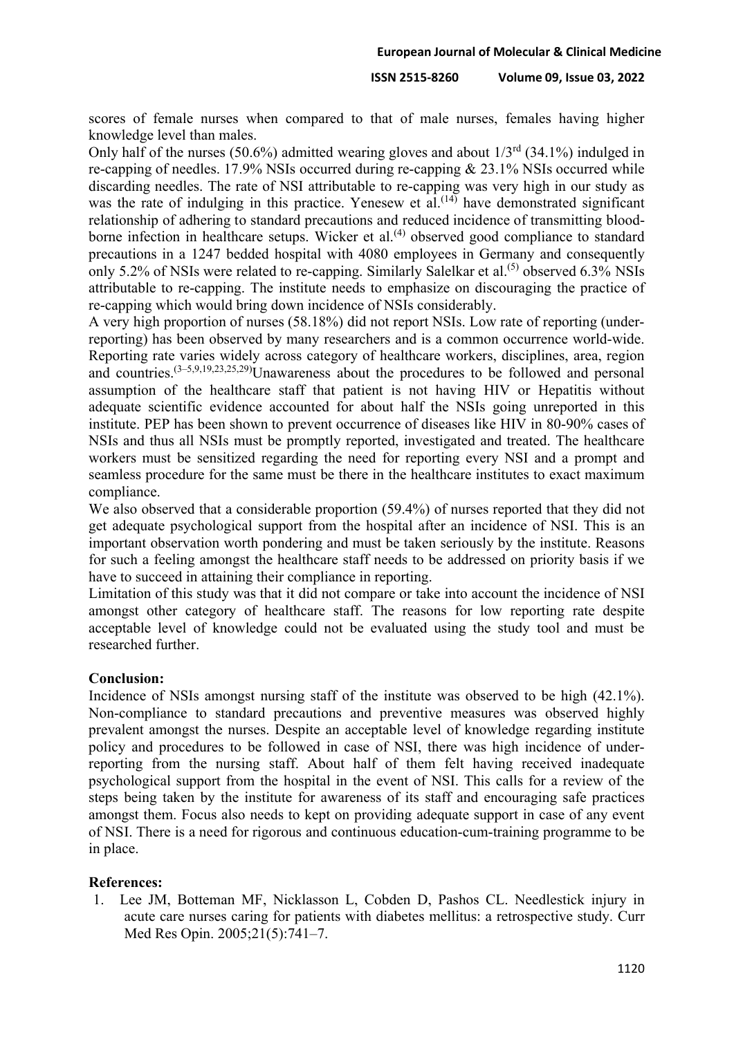scores of female nurses when compared to that of male nurses, females having higher knowledge level than males.

Only half of the nurses (50.6%) admitted wearing gloves and about 1/3rd (34.1%) indulged in re-capping of needles. 17.9% NSIs occurred during re-capping & 23.1% NSIs occurred while discarding needles. The rate of NSI attributable to re-capping was very high in our study as was the rate of indulging in this practice. Yenesew et al.[14] have demonstrated significant relationship of adhering to standard precautions and reduced incidence of transmitting blood-borne infection in healthcare setups. Wicker et al.[4] observed good compliance to standard precautions in a 1247 bedded hospital with 4080 employees in Germany and consequently only 5.2% of NSIs were related to re-capping. Similarly Salelkar et al.[5] observed 6.3% NSIs attributable to re-capping. The institute needs to emphasize on discouraging the practice of re-capping which would bring down incidence of NSIs considerably.

A very high proportion of nurses (58.18%) did not report NSIs. Low rate of reporting (under-reporting) has been observed by many researchers and is a common occurrence world-wide. Reporting rate varies widely across category of healthcare workers, disciplines, area, region and countries.[3–5,9,19,23,25,29]Unawareness about the procedures to be followed and personal assumption of the healthcare staff that patient is not having HIV or Hepatitis without adequate scientific evidence accounted for about half the NSIs going unreported in this institute. PEP has been shown to prevent occurrence of diseases like HIV in 80-90% cases of NSIs and thus all NSIs must be promptly reported, investigated and treated. The healthcare workers must be sensitized regarding the need for reporting every NSI and a prompt and seamless procedure for the same must be there in the healthcare institutes to exact maximum compliance.

We also observed that a considerable proportion (59.4%) of nurses reported that they did not get adequate psychological support from the hospital after an incidence of NSI. This is an important observation worth pondering and must be taken seriously by the institute. Reasons for such a feeling amongst the healthcare staff needs to be addressed on priority basis if we have to succeed in attaining their compliance in reporting.

Limitation of this study was that it did not compare or take into account the incidence of NSI amongst other category of healthcare staff. The reasons for low reporting rate despite acceptable level of knowledge could not be evaluated using the study tool and must be researched further.

## Conclusion:

Incidence of NSIs amongst nursing staff of the institute was observed to be high (42.1%). Non-compliance to standard precautions and preventive measures was observed highly prevalent amongst the nurses. Despite an acceptable level of knowledge regarding institute policy and procedures to be followed in case of NSI, there was high incidence of under-reporting from the nursing staff. About half of them felt having received inadequate psychological support from the hospital in the event of NSI. This calls for a review of the steps being taken by the institute for awareness of its staff and encouraging safe practices amongst them. Focus also needs to kept on providing adequate support in case of any event of NSI. There is a need for rigorous and continuous education-cum-training programme to be in place.

## References:

1. Lee JM, Botteman MF, Nicklasson L, Cobden D, Pashos CL. Needlestick injury in acute care nurses caring for patients with diabetes mellitus: a retrospective study. Curr Med Res Opin. 2005;21(5):741–7.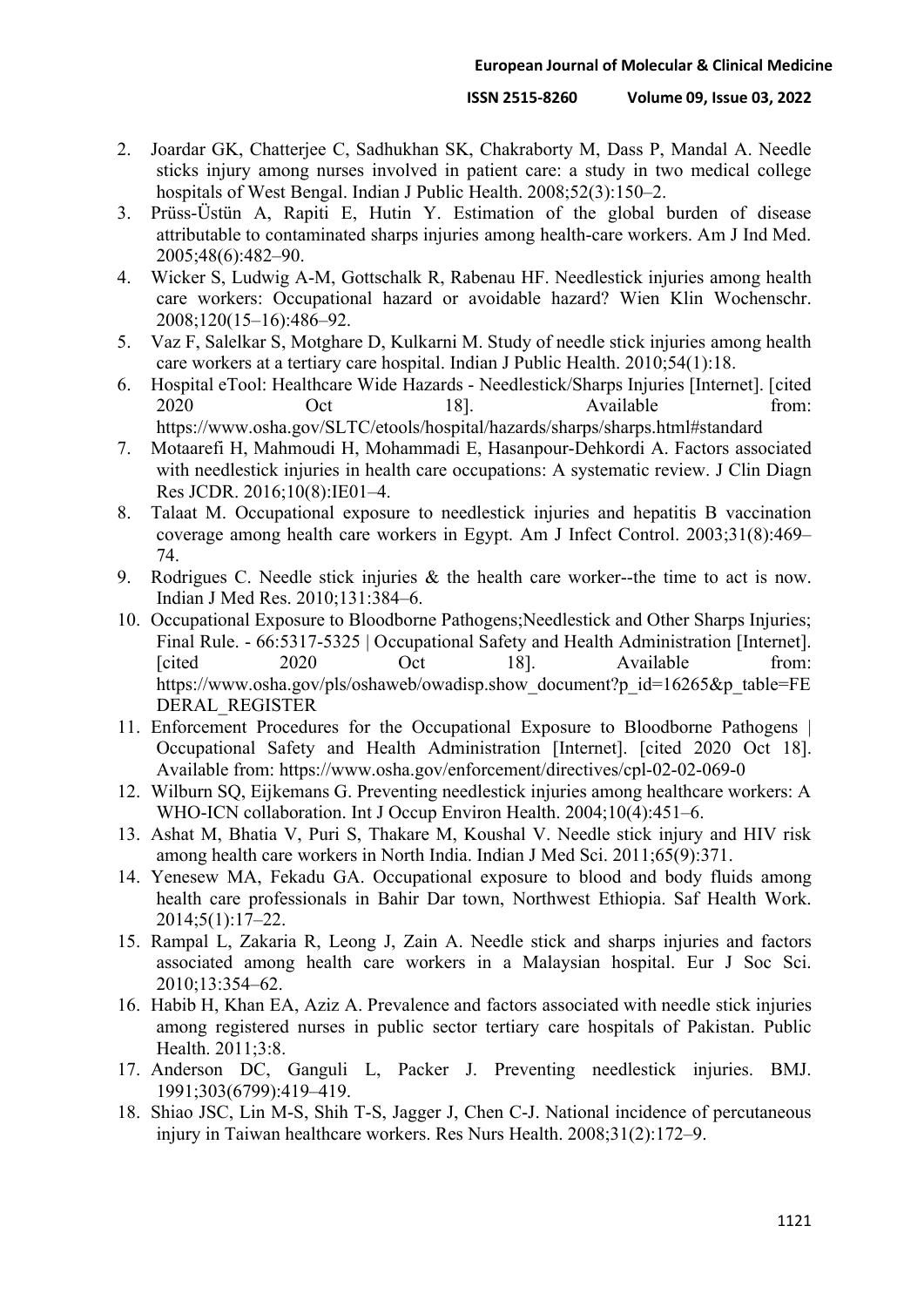2. Joardar GK, Chatterjee C, Sadhukhan SK, Chakraborty M, Dass P, Mandal A. Needle sticks injury among nurses involved in patient care: a study in two medical college hospitals of West Bengal. Indian J Public Health. 2008;52(3):150–2.
3. Prüss-Üstün A, Rapiti E, Hutin Y. Estimation of the global burden of disease attributable to contaminated sharps injuries among health-care workers. Am J Ind Med. 2005;48(6):482–90.
4. Wicker S, Ludwig A-M, Gottschalk R, Rabenau HF. Needlestick injuries among health care workers: Occupational hazard or avoidable hazard? Wien Klin Wochenschr. 2008;120(15–16):486–92.
5. Vaz F, Salelkar S, Motghare D, Kulkarni M. Study of needle stick injuries among health care workers at a tertiary care hospital. Indian J Public Health. 2010;54(1):18.
6. Hospital eTool: Healthcare Wide Hazards - Needlestick/Sharps Injuries [Internet]. [cited 2020 Oct 18]. Available from: https://www.osha.gov/SLTC/etools/hospital/hazards/sharps/sharps.html#standard
7. Motaarefi H, Mahmoudi H, Mohammadi E, Hasanpour-Dehkordi A. Factors associated with needlestick injuries in health care occupations: A systematic review. J Clin Diagn Res JCDR. 2016;10(8):IE01–4.
8. Talaat M. Occupational exposure to needlestick injuries and hepatitis B vaccination coverage among health care workers in Egypt. Am J Infect Control. 2003;31(8):469–74.
9. Rodrigues C. Needle stick injuries & the health care worker--the time to act is now. Indian J Med Res. 2010;131:384–6.
10. Occupational Exposure to Bloodborne Pathogens;Needlestick and Other Sharps Injuries; Final Rule. - 66:5317-5325 | Occupational Safety and Health Administration [Internet]. [cited 2020 Oct 18]. Available from: https://www.osha.gov/pls/oshaweb/owadisp.show_document?p_id=16265&p_table=FEDERAL_REGISTER
11. Enforcement Procedures for the Occupational Exposure to Bloodborne Pathogens | Occupational Safety and Health Administration [Internet]. [cited 2020 Oct 18]. Available from: https://www.osha.gov/enforcement/directives/cpl-02-02-069-0
12. Wilburn SQ, Eijkemans G. Preventing needlestick injuries among healthcare workers: A WHO-ICN collaboration. Int J Occup Environ Health. 2004;10(4):451–6.
13. Ashat M, Bhatia V, Puri S, Thakare M, Koushal V. Needle stick injury and HIV risk among health care workers in North India. Indian J Med Sci. 2011;65(9):371.
14. Yenesew MA, Fekadu GA. Occupational exposure to blood and body fluids among health care professionals in Bahir Dar town, Northwest Ethiopia. Saf Health Work. 2014;5(1):17–22.
15. Rampal L, Zakaria R, Leong J, Zain A. Needle stick and sharps injuries and factors associated among health care workers in a Malaysian hospital. Eur J Soc Sci. 2010;13:354–62.
16. Habib H, Khan EA, Aziz A. Prevalence and factors associated with needle stick injuries among registered nurses in public sector tertiary care hospitals of Pakistan. Public Health. 2011;3:8.
17. Anderson DC, Ganguli L, Packer J. Preventing needlestick injuries. BMJ. 1991;303(6799):419–419.
18. Shiao JSC, Lin M-S, Shih T-S, Jagger J, Chen C-J. National incidence of percutaneous injury in Taiwan healthcare workers. Res Nurs Health. 2008;31(2):172–9.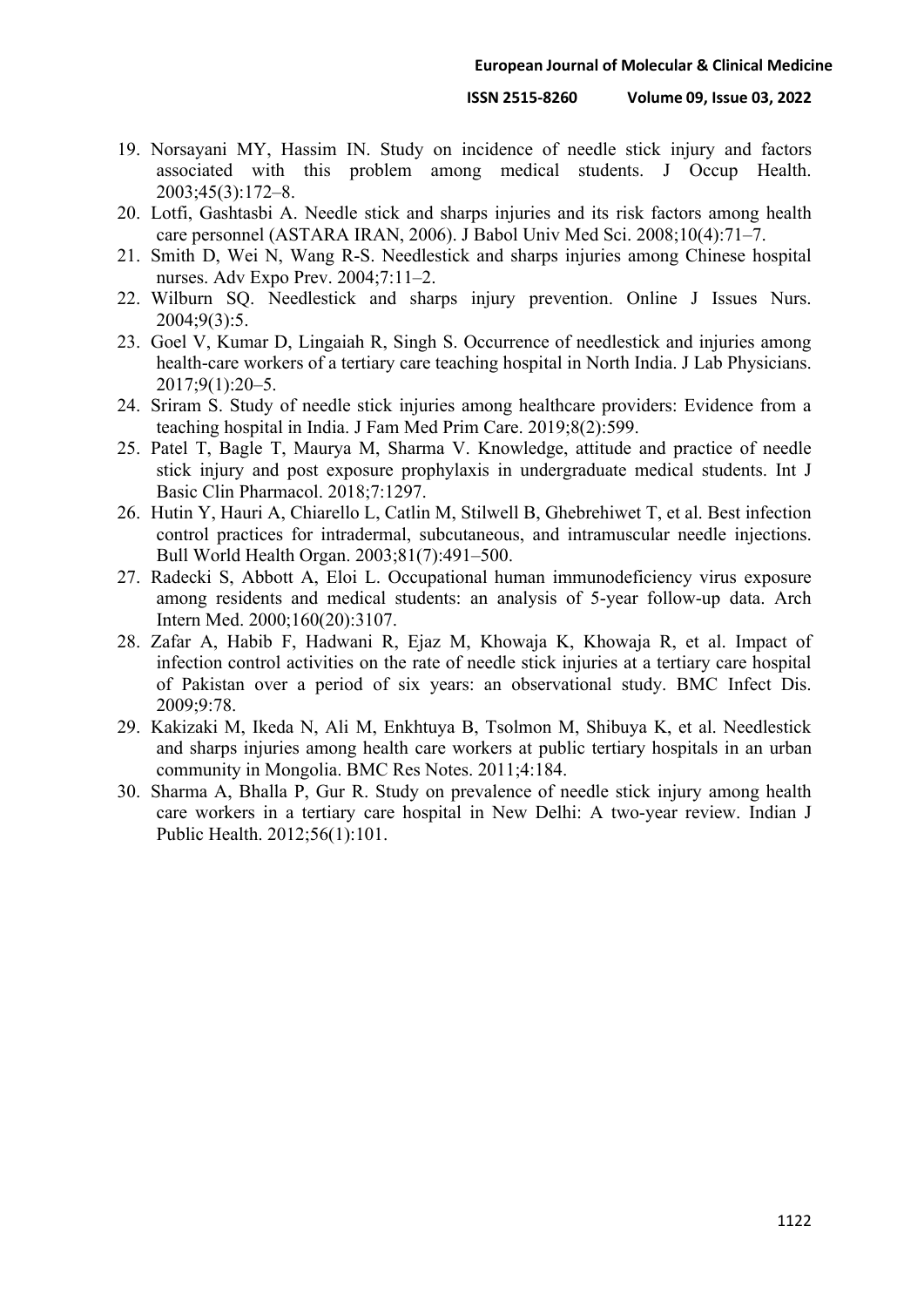19. Norsayani MY, Hassim IN. Study on incidence of needle stick injury and factors associated with this problem among medical students. J Occup Health. 2003;45(3):172–8.
20. Lotfi, Gashtasbi A. Needle stick and sharps injuries and its risk factors among health care personnel (ASTARA IRAN, 2006). J Babol Univ Med Sci. 2008;10(4):71–7.
21. Smith D, Wei N, Wang R-S. Needlestick and sharps injuries among Chinese hospital nurses. Adv Expo Prev. 2004;7:11–2.
22. Wilburn SQ. Needlestick and sharps injury prevention. Online J Issues Nurs. 2004;9(3):5.
23. Goel V, Kumar D, Lingaiah R, Singh S. Occurrence of needlestick and injuries among health-care workers of a tertiary care teaching hospital in North India. J Lab Physicians. 2017;9(1):20–5.
24. Sriram S. Study of needle stick injuries among healthcare providers: Evidence from a teaching hospital in India. J Fam Med Prim Care. 2019;8(2):599.
25. Patel T, Bagle T, Maurya M, Sharma V. Knowledge, attitude and practice of needle stick injury and post exposure prophylaxis in undergraduate medical students. Int J Basic Clin Pharmacol. 2018;7:1297.
26. Hutin Y, Hauri A, Chiarello L, Catlin M, Stilwell B, Ghebrehiwet T, et al. Best infection control practices for intradermal, subcutaneous, and intramuscular needle injections. Bull World Health Organ. 2003;81(7):491–500.
27. Radecki S, Abbott A, Eloi L. Occupational human immunodeficiency virus exposure among residents and medical students: an analysis of 5-year follow-up data. Arch Intern Med. 2000;160(20):3107.
28. Zafar A, Habib F, Hadwani R, Ejaz M, Khowaja K, Khowaja R, et al. Impact of infection control activities on the rate of needle stick injuries at a tertiary care hospital of Pakistan over a period of six years: an observational study. BMC Infect Dis. 2009;9:78.
29. Kakizaki M, Ikeda N, Ali M, Enkhtuya B, Tsolmon M, Shibuya K, et al. Needlestick and sharps injuries among health care workers at public tertiary hospitals in an urban community in Mongolia. BMC Res Notes. 2011;4:184.
30. Sharma A, Bhalla P, Gur R. Study on prevalence of needle stick injury among health care workers in a tertiary care hospital in New Delhi: A two-year review. Indian J Public Health. 2012;56(1):101.